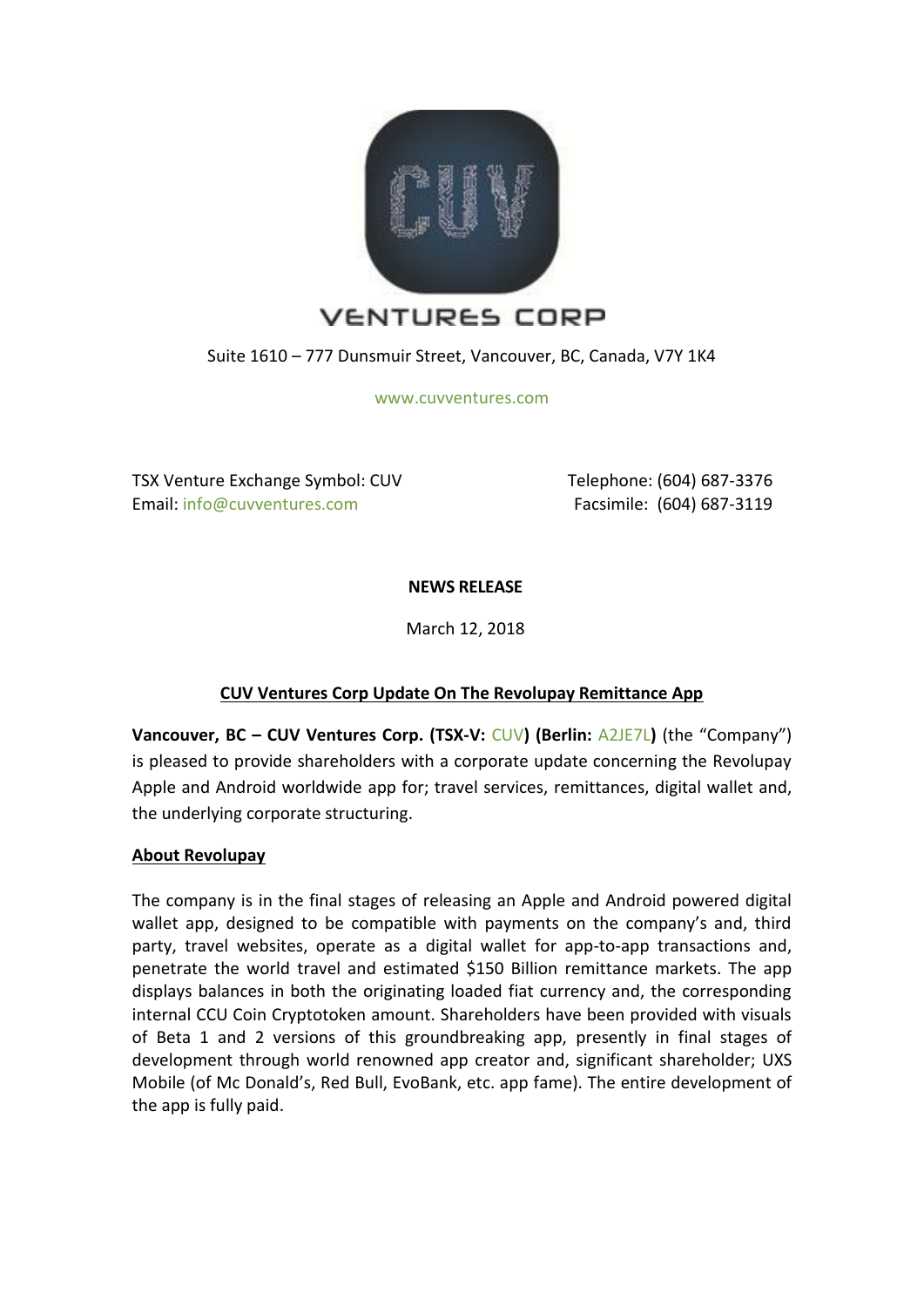# VENTURES CORP

Suite 1610 – 777 Dunsmuir Street, Vancouver, BC, Canada, V7Y 1K4

www.cuvventures.com

TSX Venture Exchange Symbol: CUV
Email: info@cuvventures.com

Telephone: (604) 687-3376
Facsimile: (604) 687-3119

**NEWS RELEASE**

March 12, 2018

## CUV Ventures Corp Update On The Revolupay Remittance App

**Vancouver, BC – CUV Ventures Corp. (TSX-V: CUV) (Berlin: A2JE7L)** (the "Company") is pleased to provide shareholders with a corporate update concerning the Revolupay Apple and Android worldwide app for; travel services, remittances, digital wallet and, the underlying corporate structuring.

### About Revolupay

The company is in the final stages of releasing an Apple and Android powered digital wallet app, designed to be compatible with payments on the company's and, third party, travel websites, operate as a digital wallet for app-to-app transactions and, penetrate the world travel and estimated $150 Billion remittance markets. The app displays balances in both the originating loaded fiat currency and, the corresponding internal CCU Coin Cryptotoken amount. Shareholders have been provided with visuals of Beta 1 and 2 versions of this groundbreaking app, presently in final stages of development through world renowned app creator and, significant shareholder; UXS Mobile (of Mc Donald's, Red Bull, EvoBank, etc. app fame). The entire development of the app is fully paid.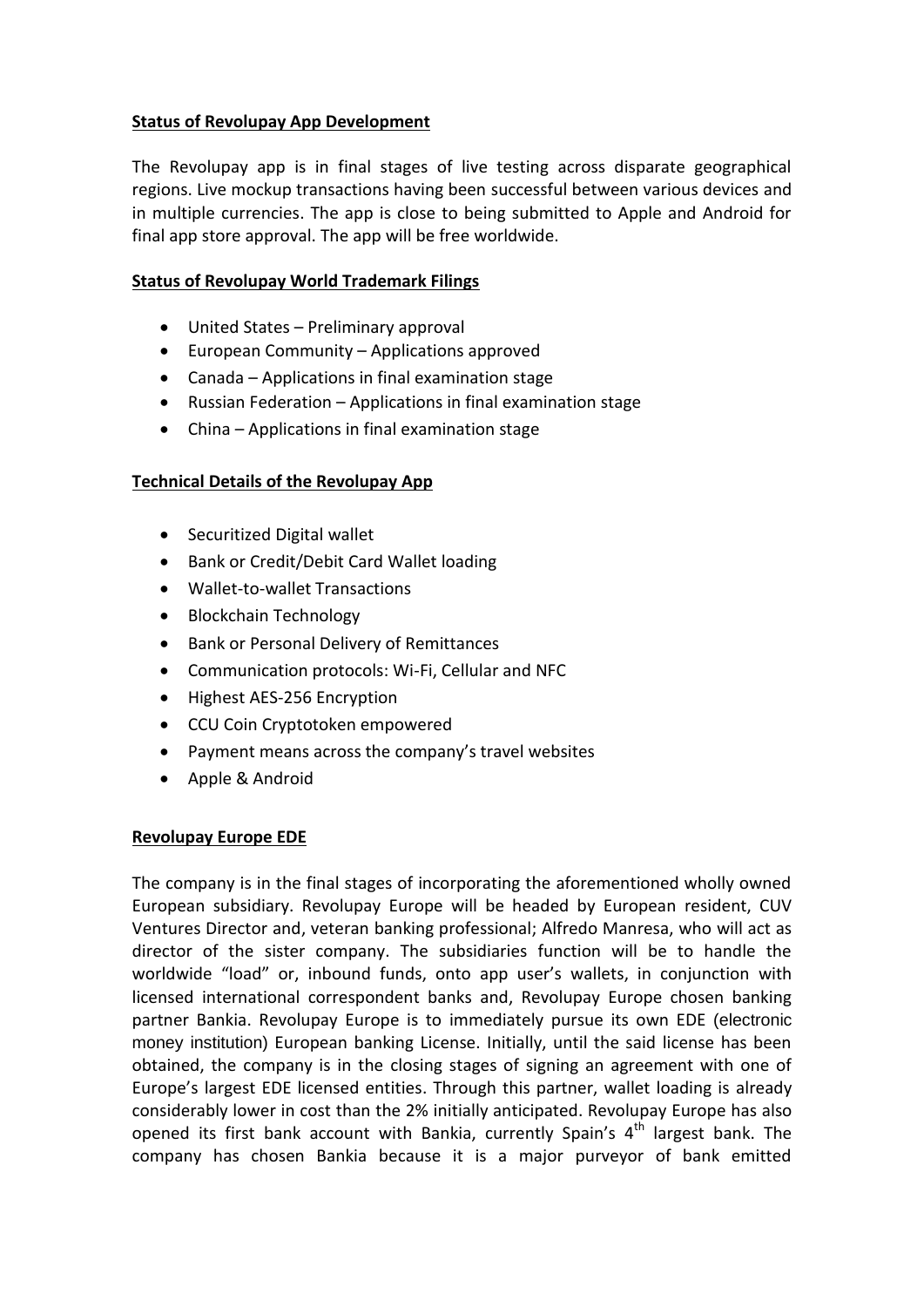**Status of Revolupay App Development**

The Revolupay app is in final stages of live testing across disparate geographical regions. Live mockup transactions having been successful between various devices and in multiple currencies. The app is close to being submitted to Apple and Android for final app store approval. The app will be free worldwide.

**Status of Revolupay World Trademark Filings**

- United States – Preliminary approval
- European Community – Applications approved
- Canada – Applications in final examination stage
- Russian Federation – Applications in final examination stage
- China – Applications in final examination stage

**Technical Details of the Revolupay App**

- Securitized Digital wallet
- Bank or Credit/Debit Card Wallet loading
- Wallet-to-wallet Transactions
- Blockchain Technology
- Bank or Personal Delivery of Remittances
- Communication protocols: Wi-Fi, Cellular and NFC
- Highest AES-256 Encryption
- CCU Coin Cryptotoken empowered
- Payment means across the company's travel websites
- Apple & Android

**Revolupay Europe EDE**

The company is in the final stages of incorporating the aforementioned wholly owned European subsidiary. Revolupay Europe will be headed by European resident, CUV Ventures Director and, veteran banking professional; Alfredo Manresa, who will act as director of the sister company. The subsidiaries function will be to handle the worldwide "load" or, inbound funds, onto app user's wallets, in conjunction with licensed international correspondent banks and, Revolupay Europe chosen banking partner Bankia. Revolupay Europe is to immediately pursue its own EDE (electronic money institution) European banking License. Initially, until the said license has been obtained, the company is in the closing stages of signing an agreement with one of Europe's largest EDE licensed entities. Through this partner, wallet loading is already considerably lower in cost than the 2% initially anticipated. Revolupay Europe has also opened its first bank account with Bankia, currently Spain's 4th largest bank. The company has chosen Bankia because it is a major purveyor of bank emitted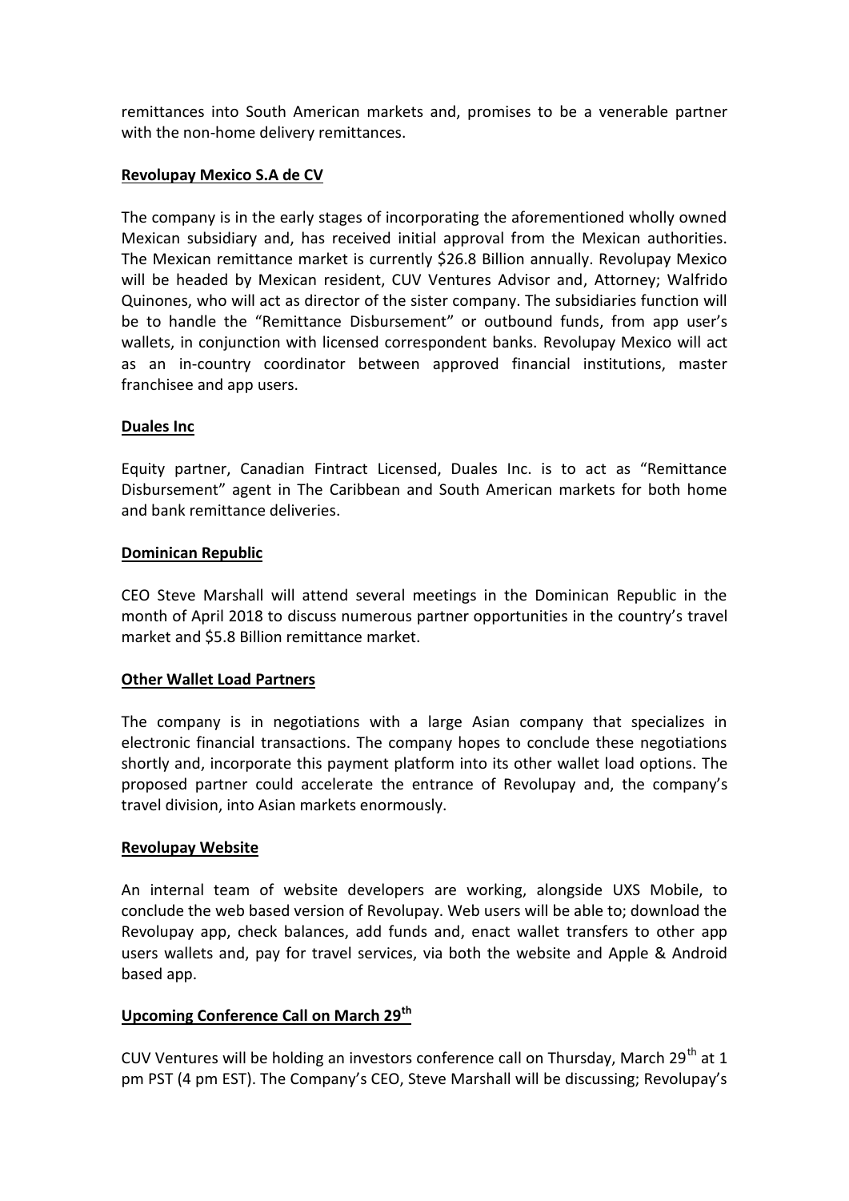remittances into South American markets and, promises to be a venerable partner with the non-home delivery remittances.

**Revolupay Mexico S.A de CV**

The company is in the early stages of incorporating the aforementioned wholly owned Mexican subsidiary and, has received initial approval from the Mexican authorities. The Mexican remittance market is currently $26.8 Billion annually. Revolupay Mexico will be headed by Mexican resident, CUV Ventures Advisor and, Attorney; Walfrido Quinones, who will act as director of the sister company. The subsidiaries function will be to handle the "Remittance Disbursement" or outbound funds, from app user's wallets, in conjunction with licensed correspondent banks. Revolupay Mexico will act as an in-country coordinator between approved financial institutions, master franchisee and app users.

**Duales Inc**

Equity partner, Canadian Fintract Licensed, Duales Inc. is to act as "Remittance Disbursement" agent in The Caribbean and South American markets for both home and bank remittance deliveries.

**Dominican Republic**

CEO Steve Marshall will attend several meetings in the Dominican Republic in the month of April 2018 to discuss numerous partner opportunities in the country's travel market and $5.8 Billion remittance market.

**Other Wallet Load Partners**

The company is in negotiations with a large Asian company that specializes in electronic financial transactions. The company hopes to conclude these negotiations shortly and, incorporate this payment platform into its other wallet load options. The proposed partner could accelerate the entrance of Revolupay and, the company's travel division, into Asian markets enormously.

**Revolupay Website**

An internal team of website developers are working, alongside UXS Mobile, to conclude the web based version of Revolupay. Web users will be able to; download the Revolupay app, check balances, add funds and, enact wallet transfers to other app users wallets and, pay for travel services, via both the website and Apple & Android based app.

**Upcoming Conference Call on March 29th**

CUV Ventures will be holding an investors conference call on Thursday, March 29th at 1 pm PST (4 pm EST). The Company's CEO, Steve Marshall will be discussing; Revolupay's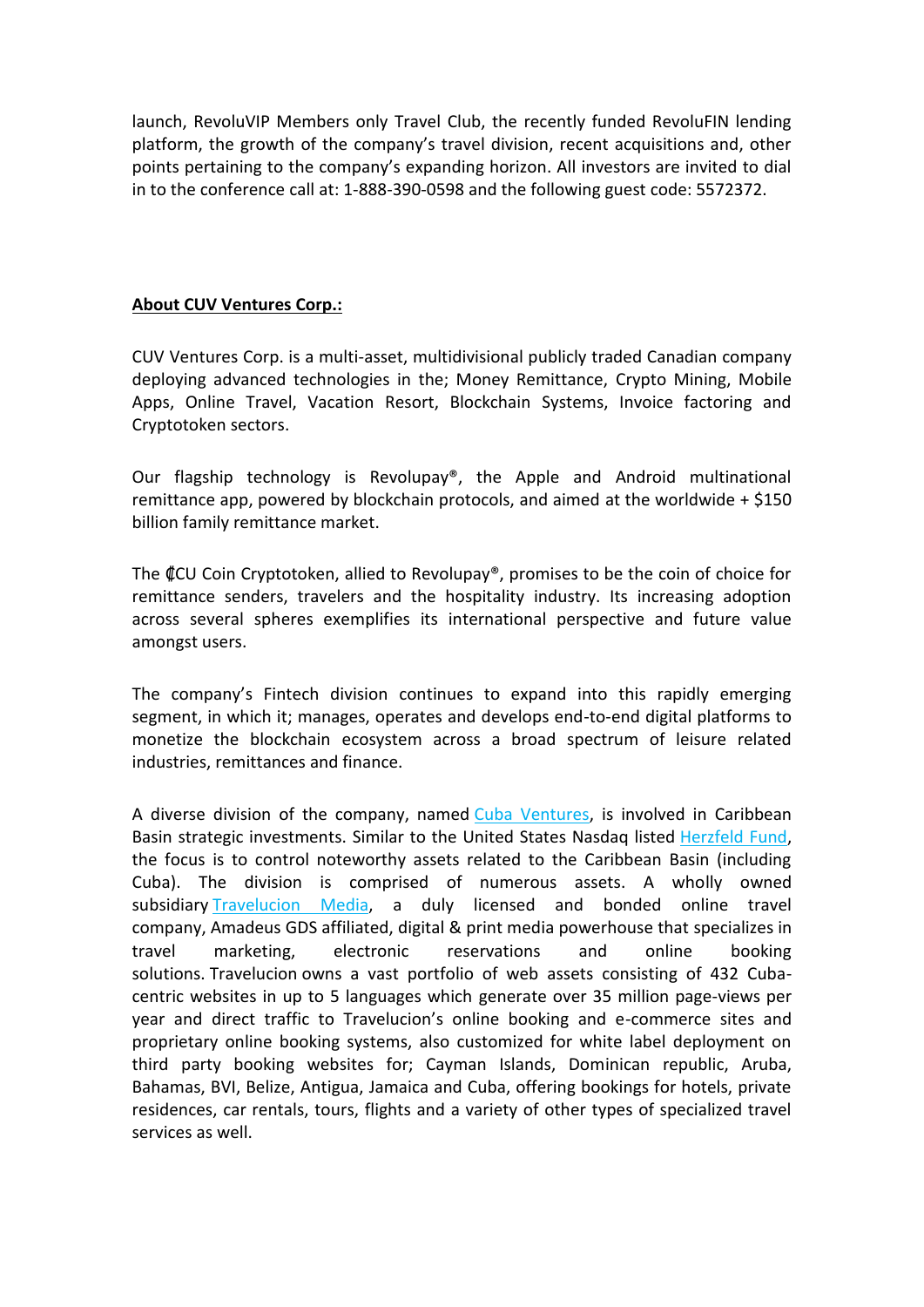launch, RevoluVIP Members only Travel Club, the recently funded RevoluFIN lending platform, the growth of the company's travel division, recent acquisitions and, other points pertaining to the company's expanding horizon. All investors are invited to dial in to the conference call at: 1-888-390-0598 and the following guest code: 5572372.

**About CUV Ventures Corp.:**

CUV Ventures Corp. is a multi-asset, multidivisional publicly traded Canadian company deploying advanced technologies in the; Money Remittance, Crypto Mining, Mobile Apps, Online Travel, Vacation Resort, Blockchain Systems, Invoice factoring and Cryptotoken sectors.

Our flagship technology is Revolupay®, the Apple and Android multinational remittance app, powered by blockchain protocols, and aimed at the worldwide + $150 billion family remittance market.

The ₵CU Coin Cryptotoken, allied to Revolupay®, promises to be the coin of choice for remittance senders, travelers and the hospitality industry. Its increasing adoption across several spheres exemplifies its international perspective and future value amongst users.

The company's Fintech division continues to expand into this rapidly emerging segment, in which it; manages, operates and develops end-to-end digital platforms to monetize the blockchain ecosystem across a broad spectrum of leisure related industries, remittances and finance.

A diverse division of the company, named Cuba Ventures, is involved in Caribbean Basin strategic investments. Similar to the United States Nasdaq listed Herzfeld Fund, the focus is to control noteworthy assets related to the Caribbean Basin (including Cuba). The division is comprised of numerous assets. A wholly owned subsidiary Travelucion Media, a duly licensed and bonded online travel company, Amadeus GDS affiliated, digital & print media powerhouse that specializes in travel marketing, electronic reservations and online booking solutions. Travelucion owns a vast portfolio of web assets consisting of 432 Cuba-centric websites in up to 5 languages which generate over 35 million page-views per year and direct traffic to Travelucion's online booking and e-commerce sites and proprietary online booking systems, also customized for white label deployment on third party booking websites for; Cayman Islands, Dominican republic, Aruba, Bahamas, BVI, Belize, Antigua, Jamaica and Cuba, offering bookings for hotels, private residences, car rentals, tours, flights and a variety of other types of specialized travel services as well.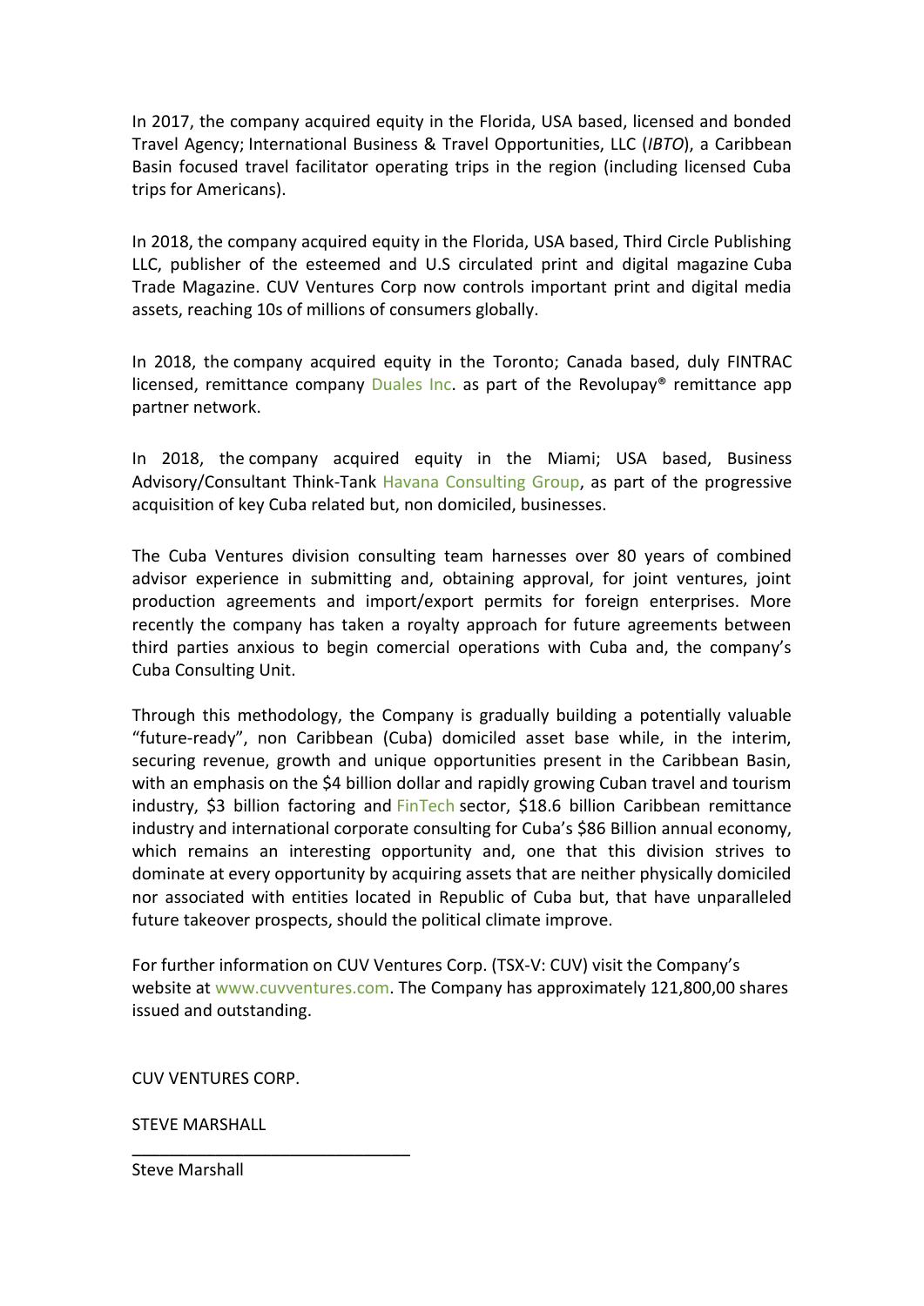In 2017, the company acquired equity in the Florida, USA based, licensed and bonded Travel Agency; International Business & Travel Opportunities, LLC (*IBTO*), a Caribbean Basin focused travel facilitator operating trips in the region (including licensed Cuba trips for Americans).

In 2018, the company acquired equity in the Florida, USA based, Third Circle Publishing LLC, publisher of the esteemed and U.S circulated print and digital magazine Cuba Trade Magazine. CUV Ventures Corp now controls important print and digital media assets, reaching 10s of millions of consumers globally.

In 2018, the company acquired equity in the Toronto; Canada based, duly FINTRAC licensed, remittance company Duales Inc. as part of the Revolupay® remittance app partner network.

In 2018, the company acquired equity in the Miami; USA based, Business Advisory/Consultant Think-Tank Havana Consulting Group, as part of the progressive acquisition of key Cuba related but, non domiciled, businesses.

The Cuba Ventures division consulting team harnesses over 80 years of combined advisor experience in submitting and, obtaining approval, for joint ventures, joint production agreements and import/export permits for foreign enterprises. More recently the company has taken a royalty approach for future agreements between third parties anxious to begin comercial operations with Cuba and, the company's Cuba Consulting Unit.

Through this methodology, the Company is gradually building a potentially valuable "future-ready", non Caribbean (Cuba) domiciled asset base while, in the interim, securing revenue, growth and unique opportunities present in the Caribbean Basin, with an emphasis on the $4 billion dollar and rapidly growing Cuban travel and tourism industry, $3 billion factoring and FinTech sector, $18.6 billion Caribbean remittance industry and international corporate consulting for Cuba's $86 Billion annual economy, which remains an interesting opportunity and, one that this division strives to dominate at every opportunity by acquiring assets that are neither physically domiciled nor associated with entities located in Republic of Cuba but, that have unparalleled future takeover prospects, should the political climate improve.

For further information on CUV Ventures Corp. (TSX-V: CUV) visit the Company's website at www.cuvventures.com. The Company has approximately 121,800,00 shares issued and outstanding.

CUV VENTURES CORP.

STEVE MARSHALL

\_\_\_\_\_\_\_\_\_\_\_\_\_\_\_\_\_\_\_\_\_\_\_\_\_\_\_\_\_\_

Steve Marshall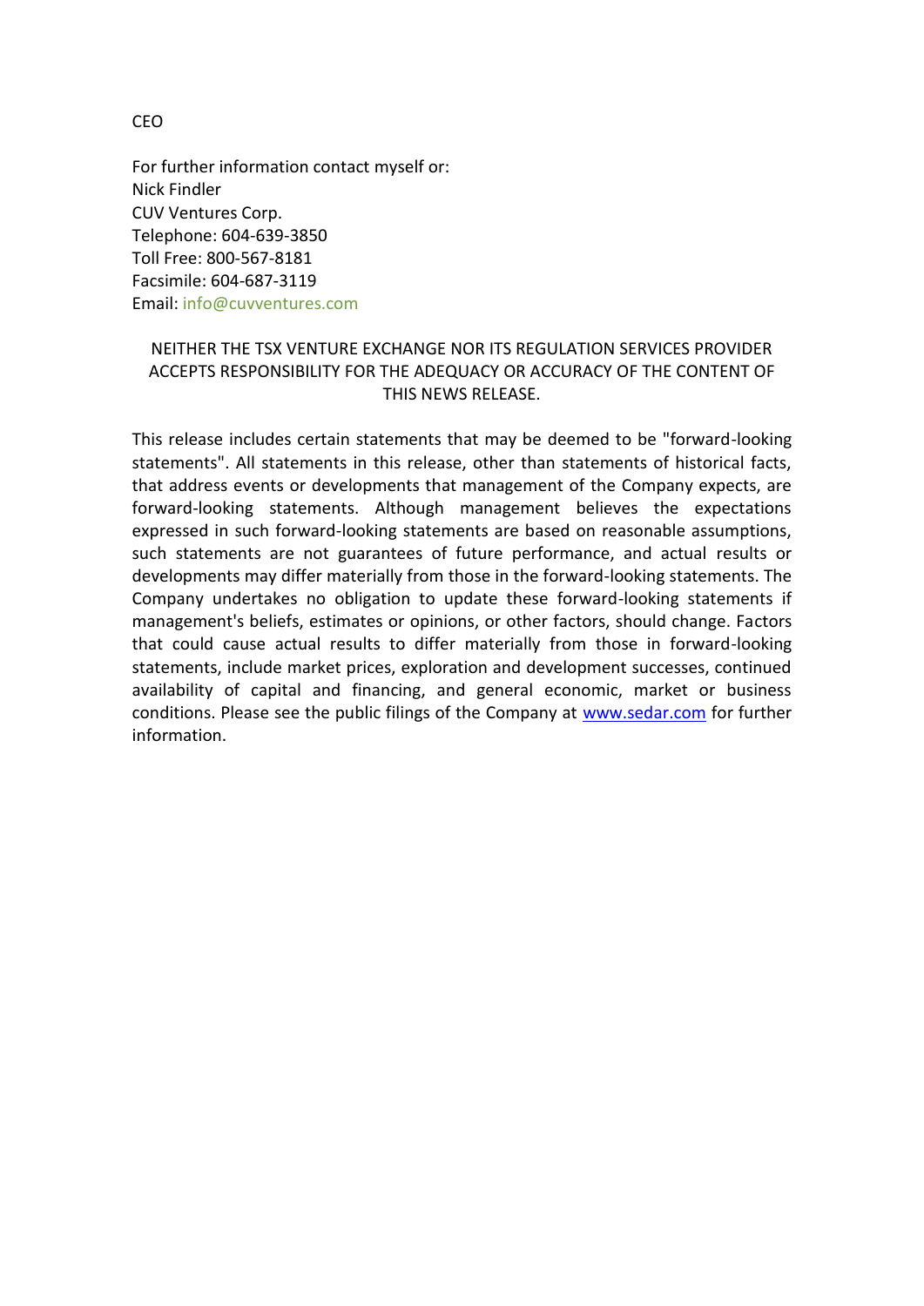CEO

For further information contact myself or:
Nick Findler
CUV Ventures Corp.
Telephone: 604-639-3850
Toll Free: 800-567-8181
Facsimile: 604-687-3119
Email: info@cuvventures.com

NEITHER THE TSX VENTURE EXCHANGE NOR ITS REGULATION SERVICES PROVIDER ACCEPTS RESPONSIBILITY FOR THE ADEQUACY OR ACCURACY OF THE CONTENT OF THIS NEWS RELEASE.

This release includes certain statements that may be deemed to be "forward-looking statements". All statements in this release, other than statements of historical facts, that address events or developments that management of the Company expects, are forward-looking statements. Although management believes the expectations expressed in such forward-looking statements are based on reasonable assumptions, such statements are not guarantees of future performance, and actual results or developments may differ materially from those in the forward-looking statements. The Company undertakes no obligation to update these forward-looking statements if management's beliefs, estimates or opinions, or other factors, should change. Factors that could cause actual results to differ materially from those in forward-looking statements, include market prices, exploration and development successes, continued availability of capital and financing, and general economic, market or business conditions. Please see the public filings of the Company at www.sedar.com for further information.